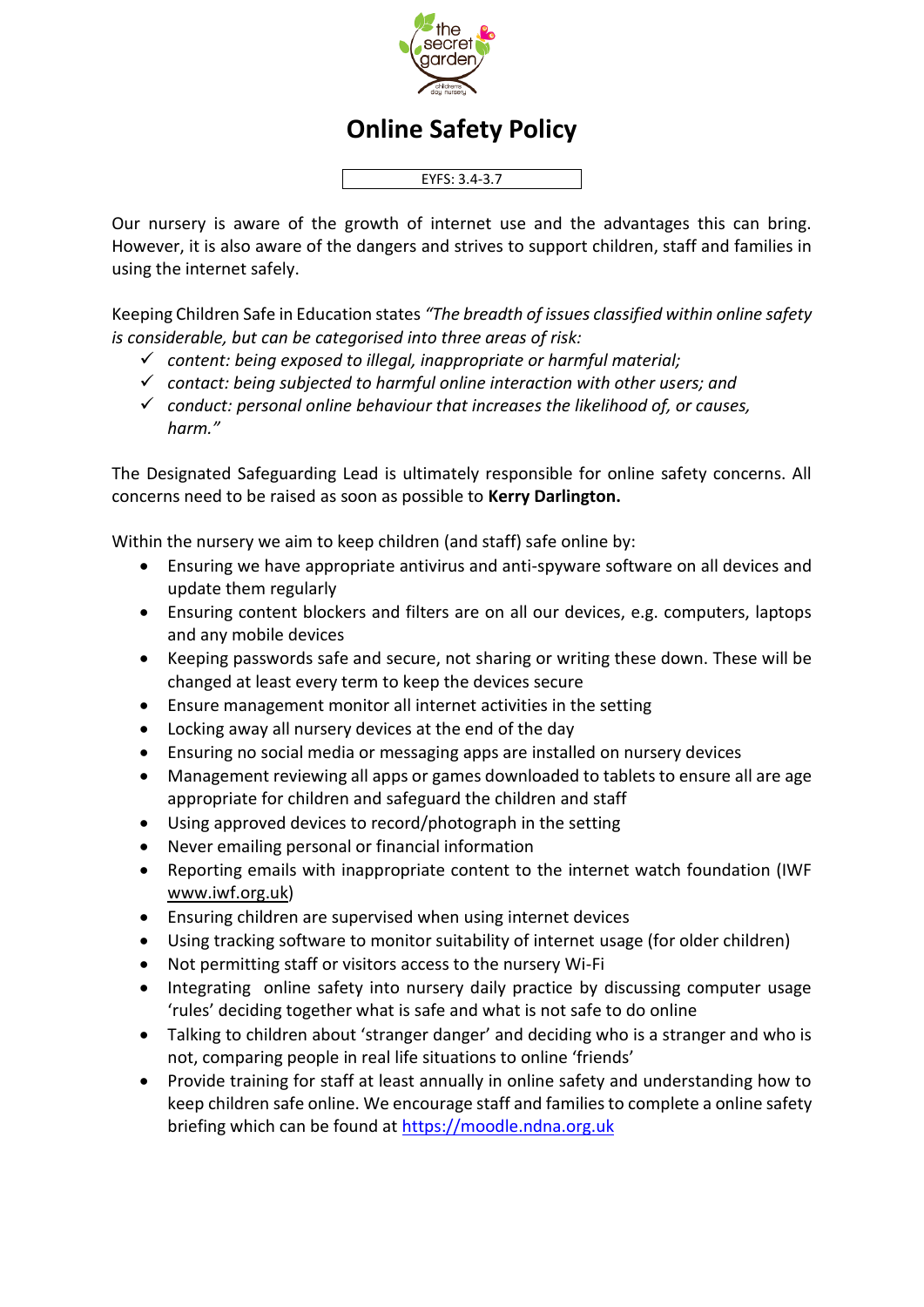# Online Safety Policy

EYFS: 3.4-3.7

Our nursery is aware of the growth of internet use and the advantages this can bring. However, it is also aware of the dangers and strives to support children, staff and families in using the internet safely.

Keeping Children Safe in Education states *"The breadth of issues classified within online safety is considerable, but can be categorised into three areas of risk:*

- ✓ *content: being exposed to illegal, inappropriate or harmful material;*
- ✓ *contact: being subjected to harmful online interaction with other users; and*
- ✓ *conduct: personal online behaviour that increases the likelihood of, or causes, harm."*

The Designated Safeguarding Lead is ultimately responsible for online safety concerns. All concerns need to be raised as soon as possible to **Kerry Darlington.**

Within the nursery we aim to keep children (and staff) safe online by:

- Ensuring we have appropriate antivirus and anti-spyware software on all devices and update them regularly
- Ensuring content blockers and filters are on all our devices, e.g. computers, laptops and any mobile devices
- Keeping passwords safe and secure, not sharing or writing these down. These will be changed at least every term to keep the devices secure
- Ensure management monitor all internet activities in the setting
- Locking away all nursery devices at the end of the day
- Ensuring no social media or messaging apps are installed on nursery devices
- Management reviewing all apps or games downloaded to tablets to ensure all are age appropriate for children and safeguard the children and staff
- Using approved devices to record/photograph in the setting
- Never emailing personal or financial information
- Reporting emails with inappropriate content to the internet watch foundation (IWF www.iwf.org.uk)
- Ensuring children are supervised when using internet devices
- Using tracking software to monitor suitability of internet usage (for older children)
- Not permitting staff or visitors access to the nursery Wi-Fi
- Integrating online safety into nursery daily practice by discussing computer usage 'rules' deciding together what is safe and what is not safe to do online
- Talking to children about 'stranger danger' and deciding who is a stranger and who is not, comparing people in real life situations to online 'friends'
- Provide training for staff at least annually in online safety and understanding how to keep children safe online. We encourage staff and families to complete a online safety briefing which can be found at https://moodle.ndna.org.uk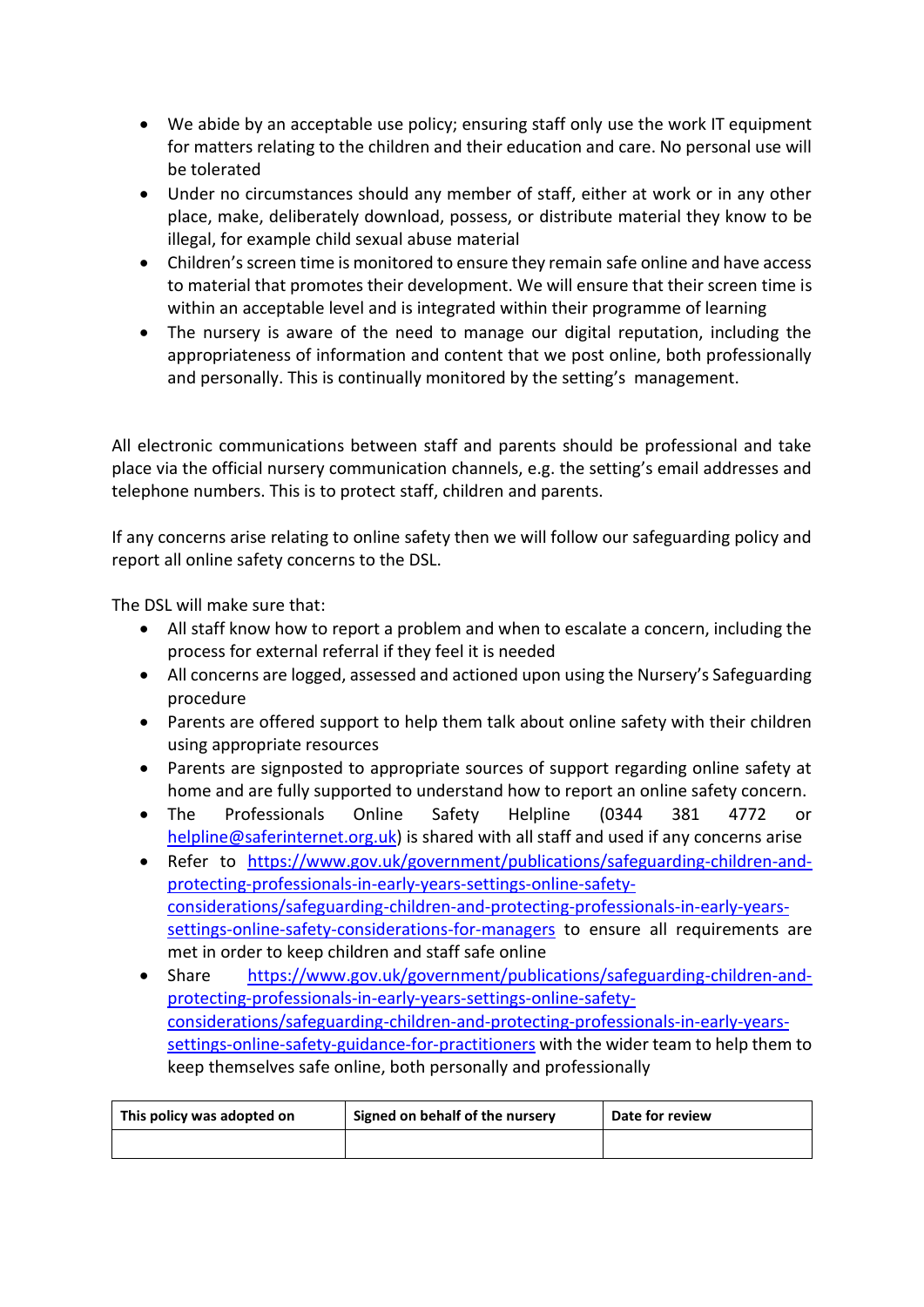- We abide by an acceptable use policy; ensuring staff only use the work IT equipment for matters relating to the children and their education and care. No personal use will be tolerated
- Under no circumstances should any member of staff, either at work or in any other place, make, deliberately download, possess, or distribute material they know to be illegal, for example child sexual abuse material
- Children's screen time is monitored to ensure they remain safe online and have access to material that promotes their development. We will ensure that their screen time is within an acceptable level and is integrated within their programme of learning
- The nursery is aware of the need to manage our digital reputation, including the appropriateness of information and content that we post online, both professionally and personally. This is continually monitored by the setting's management.

All electronic communications between staff and parents should be professional and take place via the official nursery communication channels, e.g. the setting's email addresses and telephone numbers. This is to protect staff, children and parents.

If any concerns arise relating to online safety then we will follow our safeguarding policy and report all online safety concerns to the DSL.

The DSL will make sure that:

- All staff know how to report a problem and when to escalate a concern, including the process for external referral if they feel it is needed
- All concerns are logged, assessed and actioned upon using the Nursery's Safeguarding procedure
- Parents are offered support to help them talk about online safety with their children using appropriate resources
- Parents are signposted to appropriate sources of support regarding online safety at home and are fully supported to understand how to report an online safety concern.
- The Professionals Online Safety Helpline (0344 381 4772 or helpline@saferinternet.org.uk) is shared with all staff and used if any concerns arise
- Refer to https://www.gov.uk/government/publications/safeguarding-children-and-protecting-professionals-in-early-years-settings-online-safety-considerations/safeguarding-children-and-protecting-professionals-in-early-years-settings-online-safety-considerations-for-managers to ensure all requirements are met in order to keep children and staff safe online
- Share https://www.gov.uk/government/publications/safeguarding-children-and-protecting-professionals-in-early-years-settings-online-safety-considerations/safeguarding-children-and-protecting-professionals-in-early-years-settings-online-safety-guidance-for-practitioners with the wider team to help them to keep themselves safe online, both personally and professionally

| This policy was adopted on | Signed on behalf of the nursery | Date for review |
|---|---|---|
| | | |